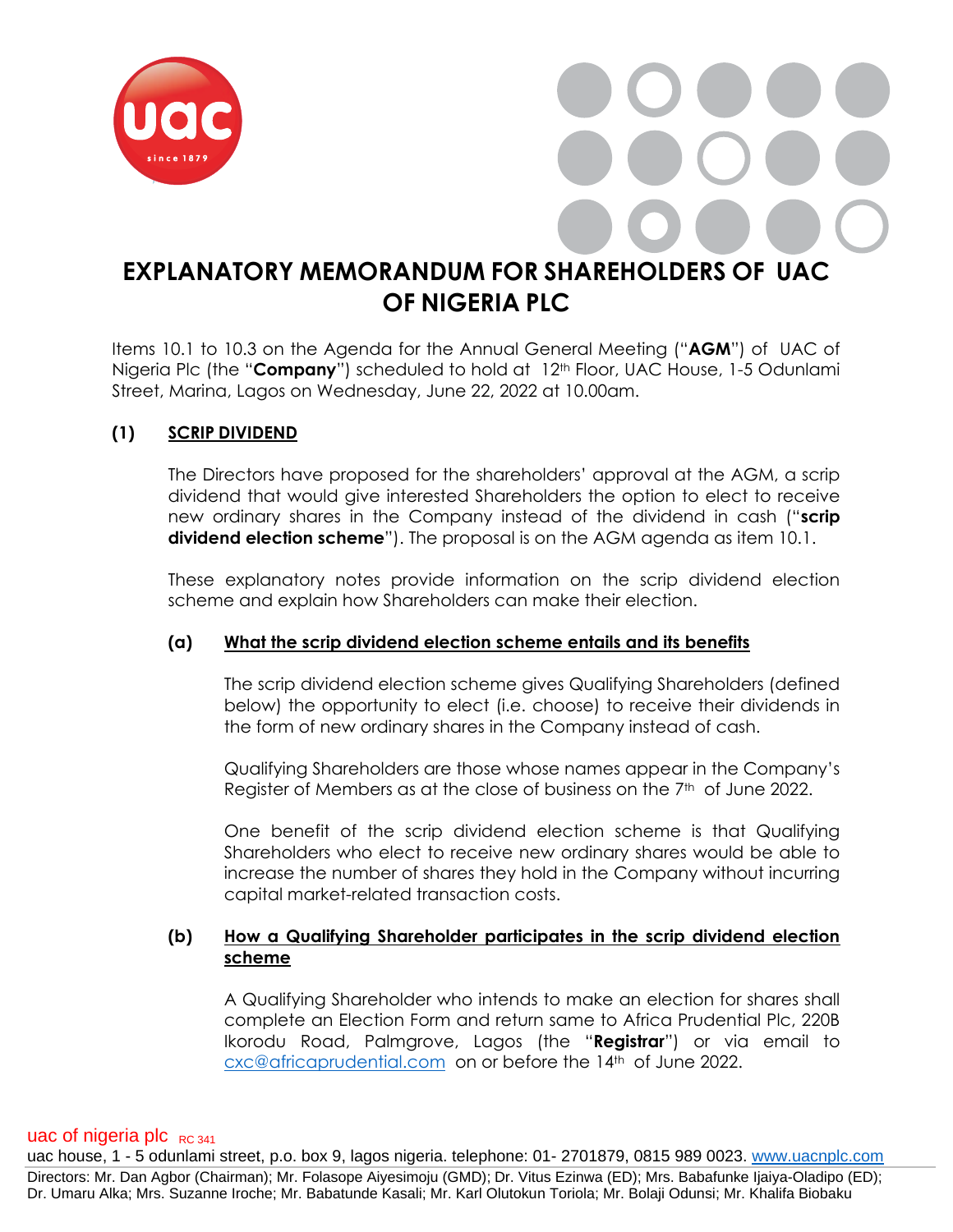# EXPLANATORY MEMORANDUM FOR SHAREHOLDERS OF UAC OF NIGERIA PLC

Items 10.1 to 10.3 on the Agenda for the Annual General Meeting ("**AGM**") of UAC of Nigeria Plc (the "**Company**") scheduled to hold at 12th Floor, UAC House, 1-5 Odunlami Street, Marina, Lagos on Wednesday, June 22, 2022 at 10.00am.

## (1) SCRIP DIVIDEND

The Directors have proposed for the shareholders' approval at the AGM, a scrip dividend that would give interested Shareholders the option to elect to receive new ordinary shares in the Company instead of the dividend in cash ("**scrip dividend election scheme**"). The proposal is on the AGM agenda as item 10.1.

These explanatory notes provide information on the scrip dividend election scheme and explain how Shareholders can make their election.

### (a) What the scrip dividend election scheme entails and its benefits

The scrip dividend election scheme gives Qualifying Shareholders (defined below) the opportunity to elect (i.e. choose) to receive their dividends in the form of new ordinary shares in the Company instead of cash.

Qualifying Shareholders are those whose names appear in the Company's Register of Members as at the close of business on the 7th of June 2022.

One benefit of the scrip dividend election scheme is that Qualifying Shareholders who elect to receive new ordinary shares would be able to increase the number of shares they hold in the Company without incurring capital market-related transaction costs.

### (b) How a Qualifying Shareholder participates in the scrip dividend election scheme

A Qualifying Shareholder who intends to make an election for shares shall complete an Election Form and return same to Africa Prudential Plc, 220B Ikorodu Road, Palmgrove, Lagos (the "**Registrar**") or via email to cxc@africaprudential.com on or before the 14th of June 2022.

uac of nigeria plc RC 341
uac house, 1 - 5 odunlami street, p.o. box 9, lagos nigeria. telephone: 01- 2701879, 0815 989 0023. www.uacnplc.com
Directors: Mr. Dan Agbor (Chairman); Mr. Folasope Aiyesimoju (GMD); Dr. Vitus Ezinwa (ED); Mrs. Babafunke Ijaiya-Oladipo (ED); Dr. Umaru Alka; Mrs. Suzanne Iroche; Mr. Babatunde Kasali; Mr. Karl Olutokun Toriola; Mr. Bolaji Odunsi; Mr. Khalifa Biobaku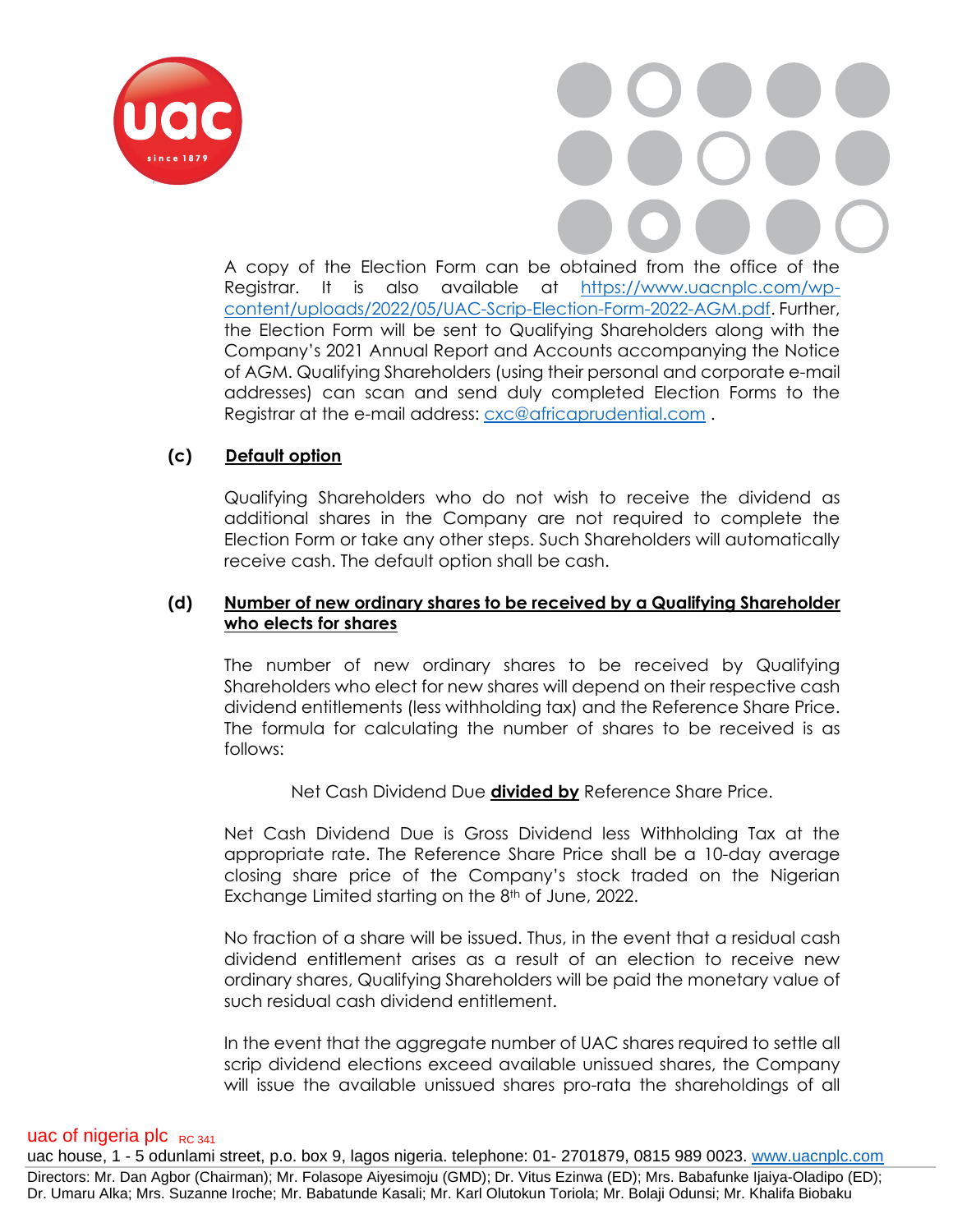A copy of the Election Form can be obtained from the office of the Registrar. It is also available at https://www.uacnplc.com/wp-content/uploads/2022/05/UAC-Scrip-Election-Form-2022-AGM.pdf. Further, the Election Form will be sent to Qualifying Shareholders along with the Company's 2021 Annual Report and Accounts accompanying the Notice of AGM. Qualifying Shareholders (using their personal and corporate e-mail addresses) can scan and send duly completed Election Forms to the Registrar at the e-mail address: cxc@africaprudential.com .

**(c) Default option**

Qualifying Shareholders who do not wish to receive the dividend as additional shares in the Company are not required to complete the Election Form or take any other steps. Such Shareholders will automatically receive cash. The default option shall be cash.

**(d) Number of new ordinary shares to be received by a Qualifying Shareholder who elects for shares**

The number of new ordinary shares to be received by Qualifying Shareholders who elect for new shares will depend on their respective cash dividend entitlements (less withholding tax) and the Reference Share Price. The formula for calculating the number of shares to be received is as follows:

Net Cash Dividend Due **divided by** Reference Share Price.

Net Cash Dividend Due is Gross Dividend less Withholding Tax at the appropriate rate. The Reference Share Price shall be a 10-day average closing share price of the Company's stock traded on the Nigerian Exchange Limited starting on the 8th of June, 2022.

No fraction of a share will be issued. Thus, in the event that a residual cash dividend entitlement arises as a result of an election to receive new ordinary shares, Qualifying Shareholders will be paid the monetary value of such residual cash dividend entitlement.

In the event that the aggregate number of UAC shares required to settle all scrip dividend elections exceed available unissued shares, the Company will issue the available unissued shares pro-rata the shareholdings of all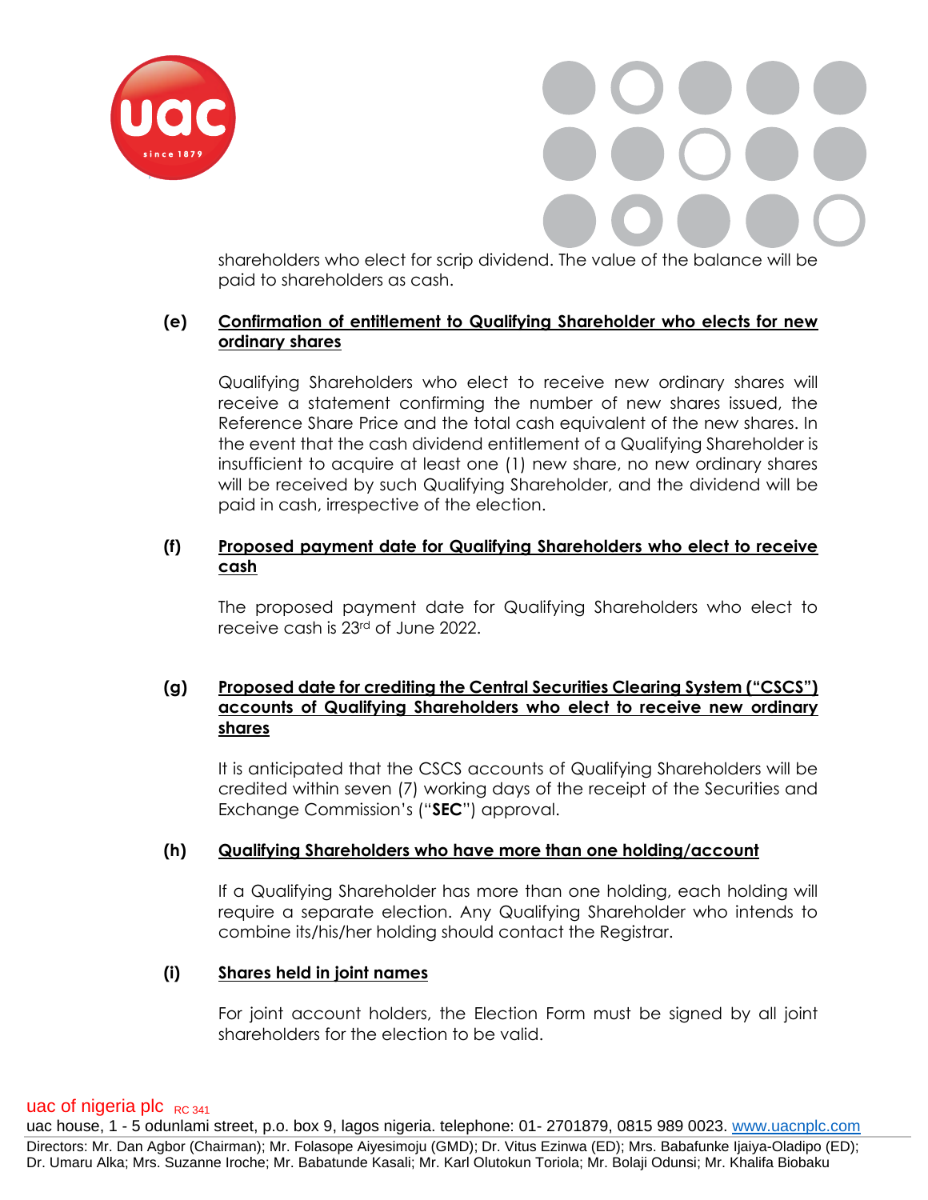shareholders who elect for scrip dividend. The value of the balance will be paid to shareholders as cash.

**(e) Confirmation of entitlement to Qualifying Shareholder who elects for new ordinary shares**

Qualifying Shareholders who elect to receive new ordinary shares will receive a statement confirming the number of new shares issued, the Reference Share Price and the total cash equivalent of the new shares. In the event that the cash dividend entitlement of a Qualifying Shareholder is insufficient to acquire at least one (1) new share, no new ordinary shares will be received by such Qualifying Shareholder, and the dividend will be paid in cash, irrespective of the election.

**(f) Proposed payment date for Qualifying Shareholders who elect to receive cash**

The proposed payment date for Qualifying Shareholders who elect to receive cash is 23rd of June 2022.

**(g) Proposed date for crediting the Central Securities Clearing System ("CSCS") accounts of Qualifying Shareholders who elect to receive new ordinary shares**

It is anticipated that the CSCS accounts of Qualifying Shareholders will be credited within seven (7) working days of the receipt of the Securities and Exchange Commission's ("**SEC**") approval.

**(h) Qualifying Shareholders who have more than one holding/account**

If a Qualifying Shareholder has more than one holding, each holding will require a separate election. Any Qualifying Shareholder who intends to combine its/his/her holding should contact the Registrar.

**(i) Shares held in joint names**

For joint account holders, the Election Form must be signed by all joint shareholders for the election to be valid.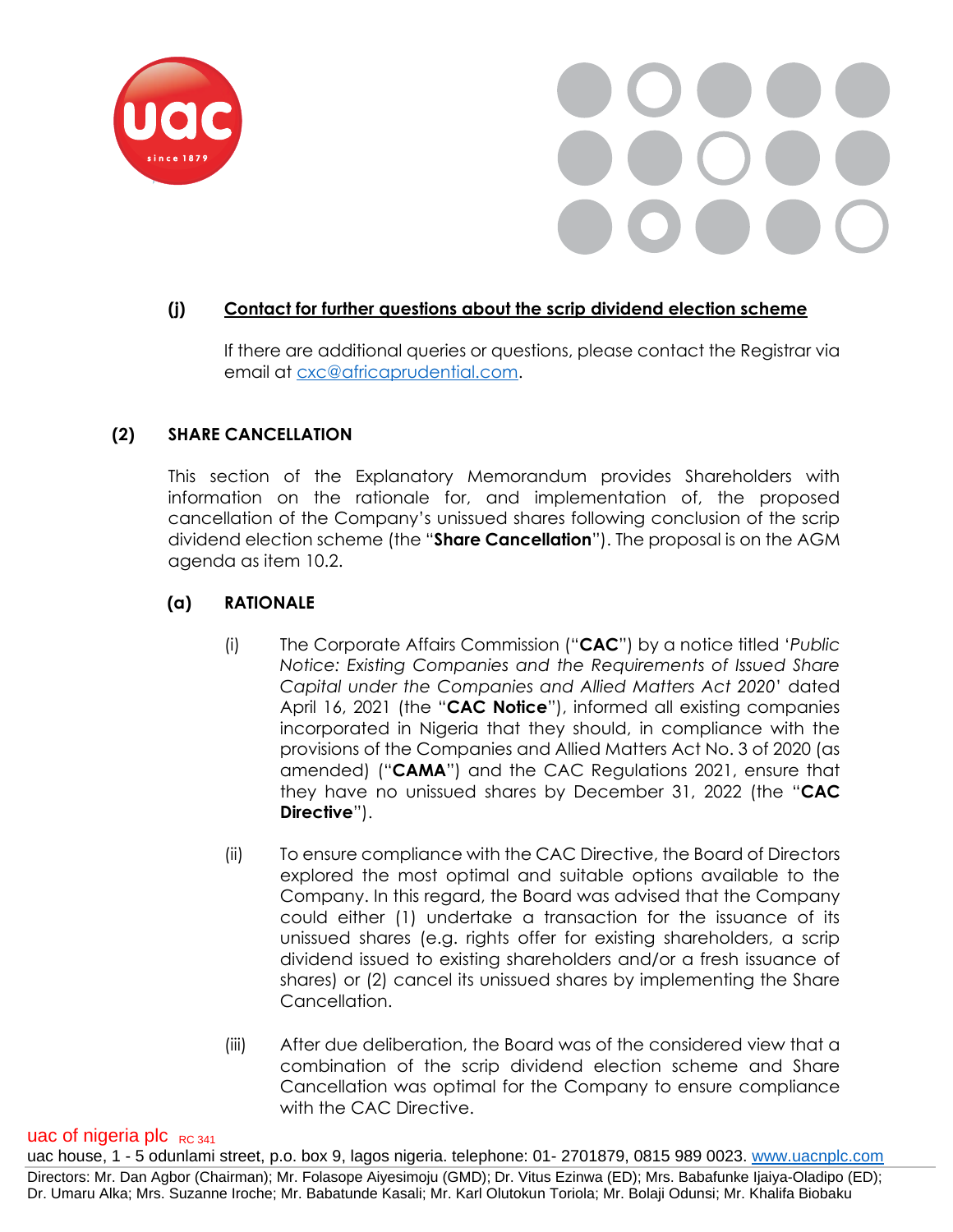### (j) Contact for further questions about the scrip dividend election scheme

If there are additional queries or questions, please contact the Registrar via email at [cxc@africaprudential.com](mailto:cxc@africaprudential.com).

## (2) SHARE CANCELLATION

This section of the Explanatory Memorandum provides Shareholders with information on the rationale for, and implementation of, the proposed cancellation of the Company's unissued shares following conclusion of the scrip dividend election scheme (the "**Share Cancellation**"). The proposal is on the AGM agenda as item 10.2.

### (a) RATIONALE

(i) The Corporate Affairs Commission ("**CAC**") by a notice titled '*Public Notice: Existing Companies and the Requirements of Issued Share Capital under the Companies and Allied Matters Act 2020*' dated April 16, 2021 (the "**CAC Notice**"), informed all existing companies incorporated in Nigeria that they should, in compliance with the provisions of the Companies and Allied Matters Act No. 3 of 2020 (as amended) ("**CAMA**") and the CAC Regulations 2021, ensure that they have no unissued shares by December 31, 2022 (the "**CAC Directive**").

(ii) To ensure compliance with the CAC Directive, the Board of Directors explored the most optimal and suitable options available to the Company. In this regard, the Board was advised that the Company could either (1) undertake a transaction for the issuance of its unissued shares (e.g. rights offer for existing shareholders, a scrip dividend issued to existing shareholders and/or a fresh issuance of shares) or (2) cancel its unissued shares by implementing the Share Cancellation.

(iii) After due deliberation, the Board was of the considered view that a combination of the scrip dividend election scheme and Share Cancellation was optimal for the Company to ensure compliance with the CAC Directive.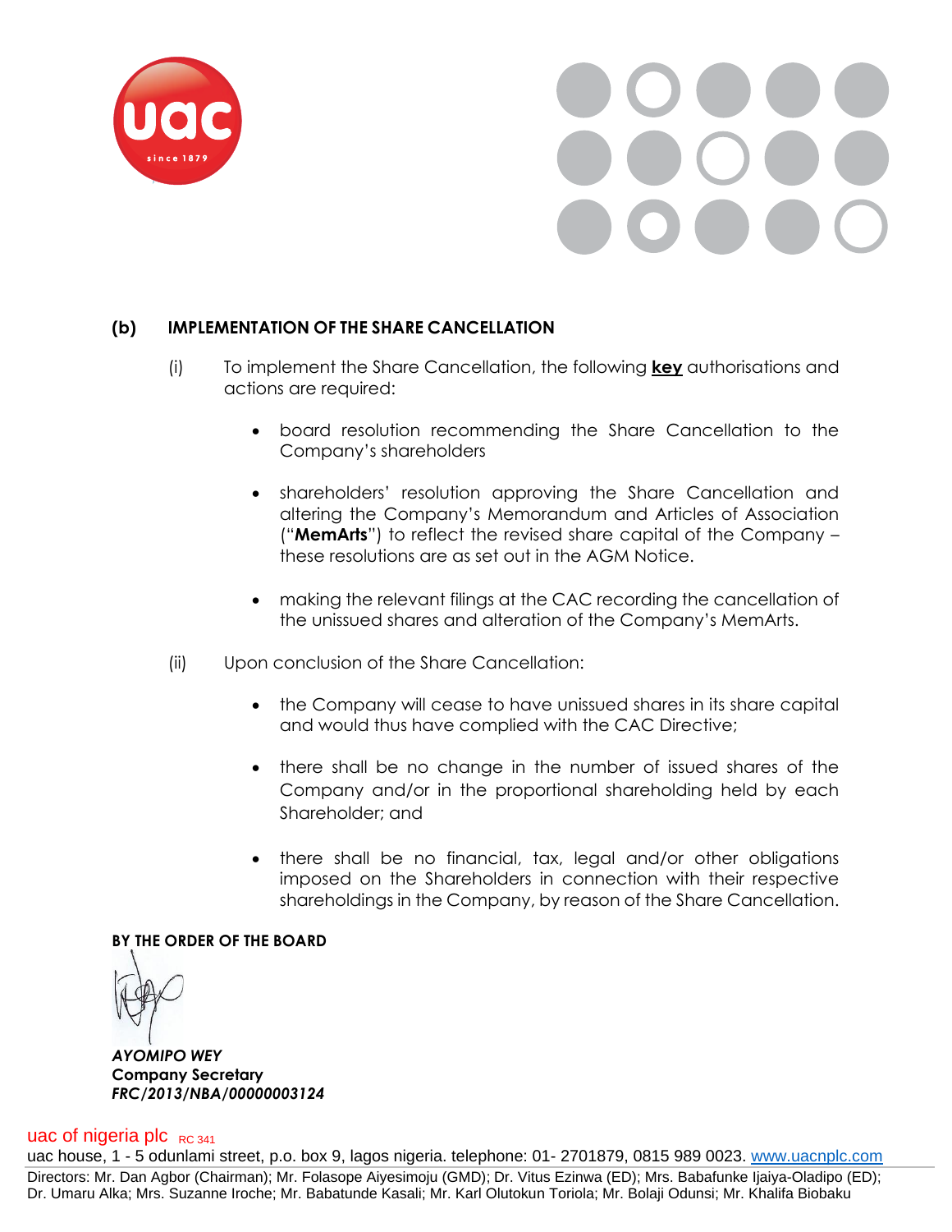## (b) IMPLEMENTATION OF THE SHARE CANCELLATION

(i) To implement the Share Cancellation, the following **key** authorisations and actions are required:

- board resolution recommending the Share Cancellation to the Company's shareholders
- shareholders' resolution approving the Share Cancellation and altering the Company's Memorandum and Articles of Association ("**MemArts**") to reflect the revised share capital of the Company – these resolutions are as set out in the AGM Notice.
- making the relevant filings at the CAC recording the cancellation of the unissued shares and alteration of the Company's MemArts.

(ii) Upon conclusion of the Share Cancellation:

- the Company will cease to have unissued shares in its share capital and would thus have complied with the CAC Directive;
- there shall be no change in the number of issued shares of the Company and/or in the proportional shareholding held by each Shareholder; and
- there shall be no financial, tax, legal and/or other obligations imposed on the Shareholders in connection with their respective shareholdings in the Company, by reason of the Share Cancellation.

**BY THE ORDER OF THE BOARD**

***AYOMIPO WEY***
**Company Secretary**
***FRC/2013/NBA/00000003124***

uac of nigeria plc RC 341
uac house, 1 - 5 odunlami street, p.o. box 9, lagos nigeria. telephone: 01- 2701879, 0815 989 0023. www.uacnplc.com
Directors: Mr. Dan Agbor (Chairman); Mr. Folasope Aiyesimoju (GMD); Dr. Vitus Ezinwa (ED); Mrs. Babafunke Ijaiya-Oladipo (ED); Dr. Umaru Alka; Mrs. Suzanne Iroche; Mr. Babatunde Kasali; Mr. Karl Olutokun Toriola; Mr. Bolaji Odunsi; Mr. Khalifa Biobaku